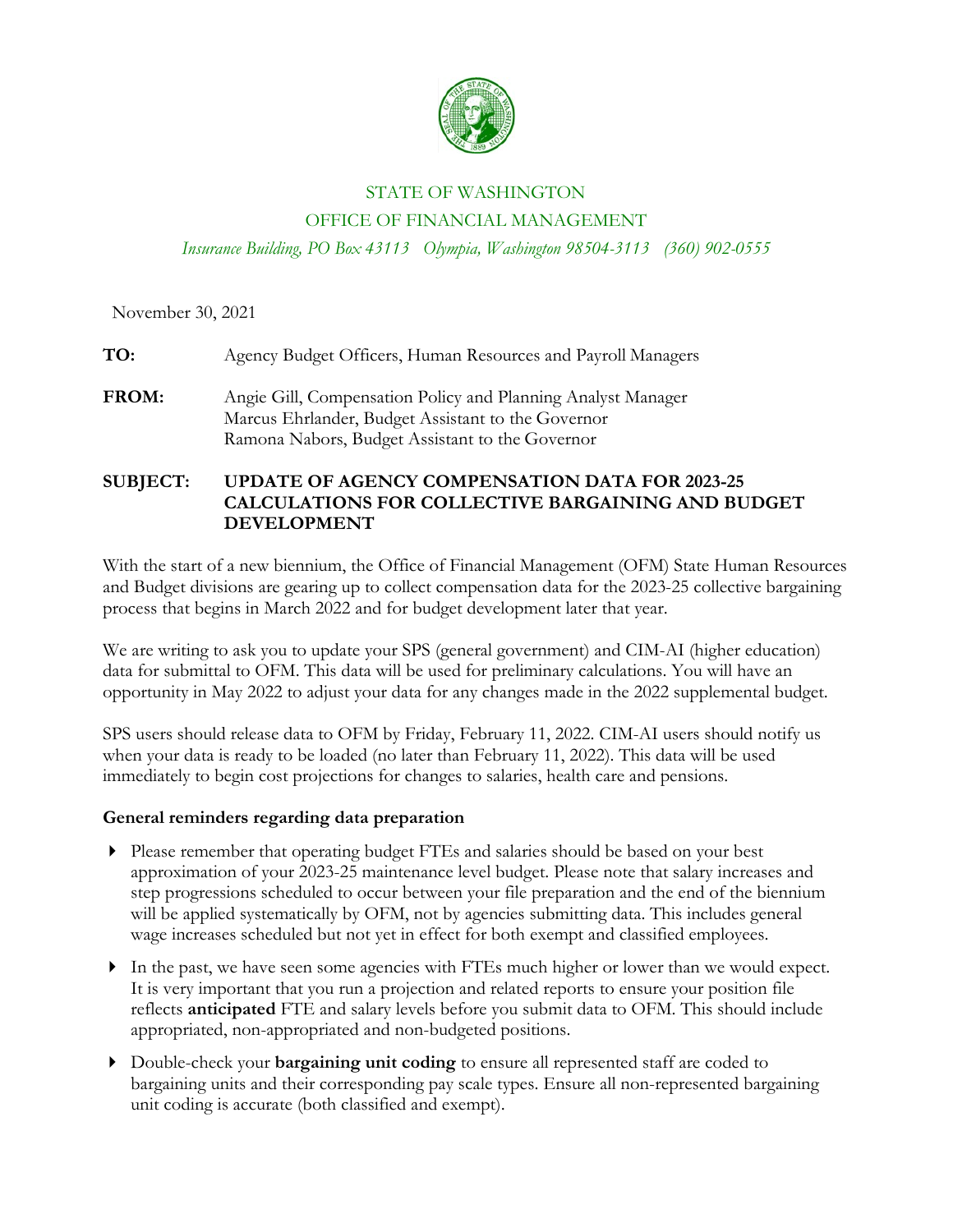STATE OF WASHINGTON

OFFICE OF FINANCIAL MANAGEMENT

*Insurance Building, PO Box 43113 Olympia, Washington 98504-3113 (360) 902-0555*

November 30, 2021

**TO:** Agency Budget Officers, Human Resources and Payroll Managers

**FROM:** Angie Gill, Compensation Policy and Planning Analyst Manager
Marcus Ehrlander, Budget Assistant to the Governor
Ramona Nabors, Budget Assistant to the Governor

**SUBJECT: UPDATE OF AGENCY COMPENSATION DATA FOR 2023-25 CALCULATIONS FOR COLLECTIVE BARGAINING AND BUDGET DEVELOPMENT**

With the start of a new biennium, the Office of Financial Management (OFM) State Human Resources and Budget divisions are gearing up to collect compensation data for the 2023-25 collective bargaining process that begins in March 2022 and for budget development later that year.

We are writing to ask you to update your SPS (general government) and CIM-AI (higher education) data for submittal to OFM. This data will be used for preliminary calculations. You will have an opportunity in May 2022 to adjust your data for any changes made in the 2022 supplemental budget.

SPS users should release data to OFM by Friday, February 11, 2022. CIM-AI users should notify us when your data is ready to be loaded (no later than February 11, 2022). This data will be used immediately to begin cost projections for changes to salaries, health care and pensions.

## General reminders regarding data preparation

- Please remember that operating budget FTEs and salaries should be based on your best approximation of your 2023-25 maintenance level budget. Please note that salary increases and step progressions scheduled to occur between your file preparation and the end of the biennium will be applied systematically by OFM, not by agencies submitting data. This includes general wage increases scheduled but not yet in effect for both exempt and classified employees.
- In the past, we have seen some agencies with FTEs much higher or lower than we would expect. It is very important that you run a projection and related reports to ensure your position file reflects **anticipated** FTE and salary levels before you submit data to OFM. This should include appropriated, non-appropriated and non-budgeted positions.
- Double-check your **bargaining unit coding** to ensure all represented staff are coded to bargaining units and their corresponding pay scale types. Ensure all non-represented bargaining unit coding is accurate (both classified and exempt).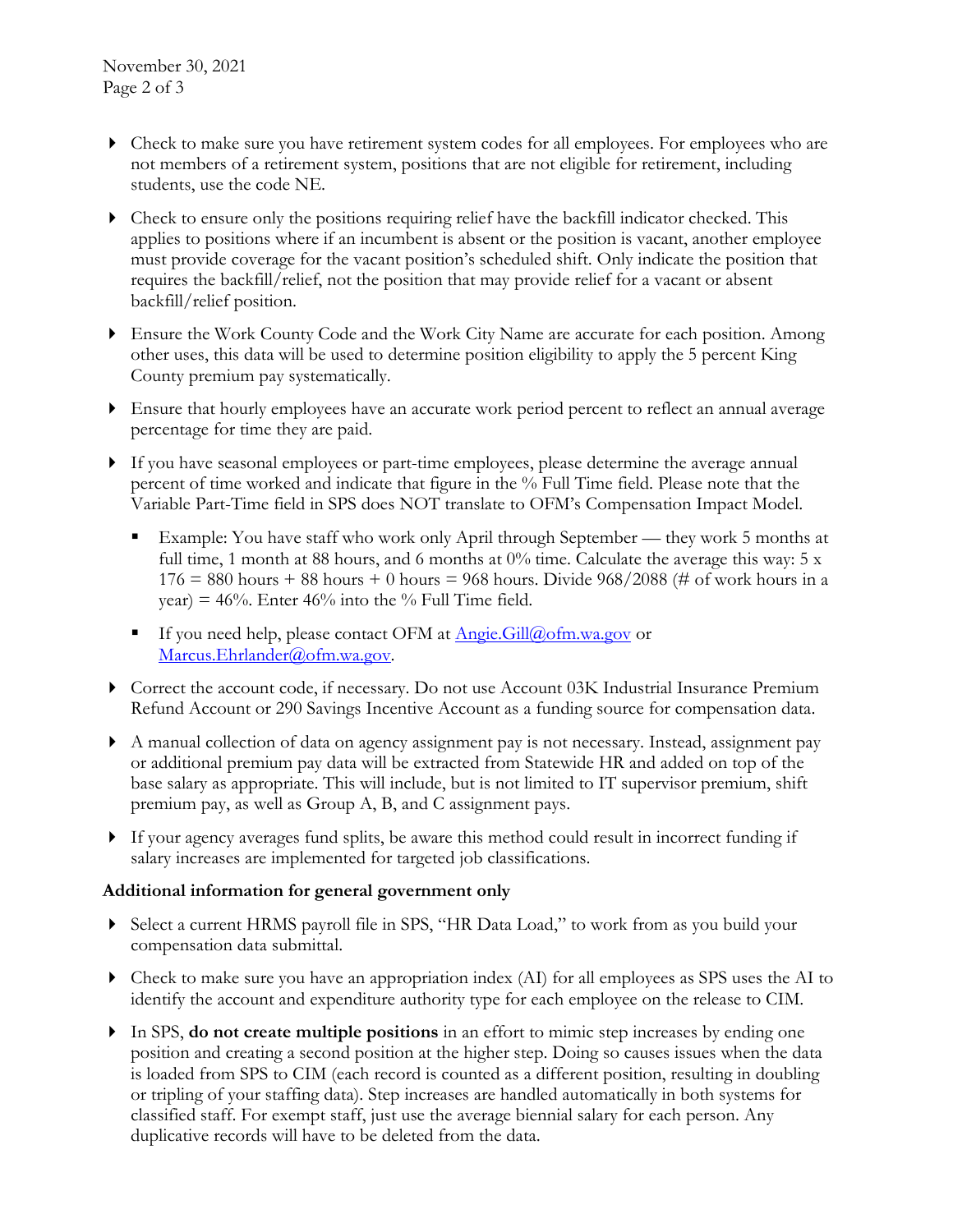- Check to make sure you have retirement system codes for all employees. For employees who are not members of a retirement system, positions that are not eligible for retirement, including students, use the code NE.

- Check to ensure only the positions requiring relief have the backfill indicator checked. This applies to positions where if an incumbent is absent or the position is vacant, another employee must provide coverage for the vacant position's scheduled shift. Only indicate the position that requires the backfill/relief, not the position that may provide relief for a vacant or absent backfill/relief position.

- Ensure the Work County Code and the Work City Name are accurate for each position. Among other uses, this data will be used to determine position eligibility to apply the 5 percent King County premium pay systematically.

- Ensure that hourly employees have an accurate work period percent to reflect an annual average percentage for time they are paid.

- If you have seasonal employees or part-time employees, please determine the average annual percent of time worked and indicate that figure in the % Full Time field. Please note that the Variable Part-Time field in SPS does NOT translate to OFM's Compensation Impact Model.
  - Example: You have staff who work only April through September — they work 5 months at full time, 1 month at 88 hours, and 6 months at 0% time. Calculate the average this way: 5 x 176 = 880 hours + 88 hours + 0 hours = 968 hours. Divide 968/2088 (# of work hours in a year) = 46%. Enter 46% into the % Full Time field.
  - If you need help, please contact OFM at Angie.Gill@ofm.wa.gov or Marcus.Ehrlander@ofm.wa.gov.

- Correct the account code, if necessary. Do not use Account 03K Industrial Insurance Premium Refund Account or 290 Savings Incentive Account as a funding source for compensation data.

- A manual collection of data on agency assignment pay is not necessary. Instead, assignment pay or additional premium pay data will be extracted from Statewide HR and added on top of the base salary as appropriate. This will include, but is not limited to IT supervisor premium, shift premium pay, as well as Group A, B, and C assignment pays.

- If your agency averages fund splits, be aware this method could result in incorrect funding if salary increases are implemented for targeted job classifications.

**Additional information for general government only**

- Select a current HRMS payroll file in SPS, "HR Data Load," to work from as you build your compensation data submittal.

- Check to make sure you have an appropriation index (AI) for all employees as SPS uses the AI to identify the account and expenditure authority type for each employee on the release to CIM.

- In SPS, **do not create multiple positions** in an effort to mimic step increases by ending one position and creating a second position at the higher step. Doing so causes issues when the data is loaded from SPS to CIM (each record is counted as a different position, resulting in doubling or tripling of your staffing data). Step increases are handled automatically in both systems for classified staff. For exempt staff, just use the average biennial salary for each person. Any duplicative records will have to be deleted from the data.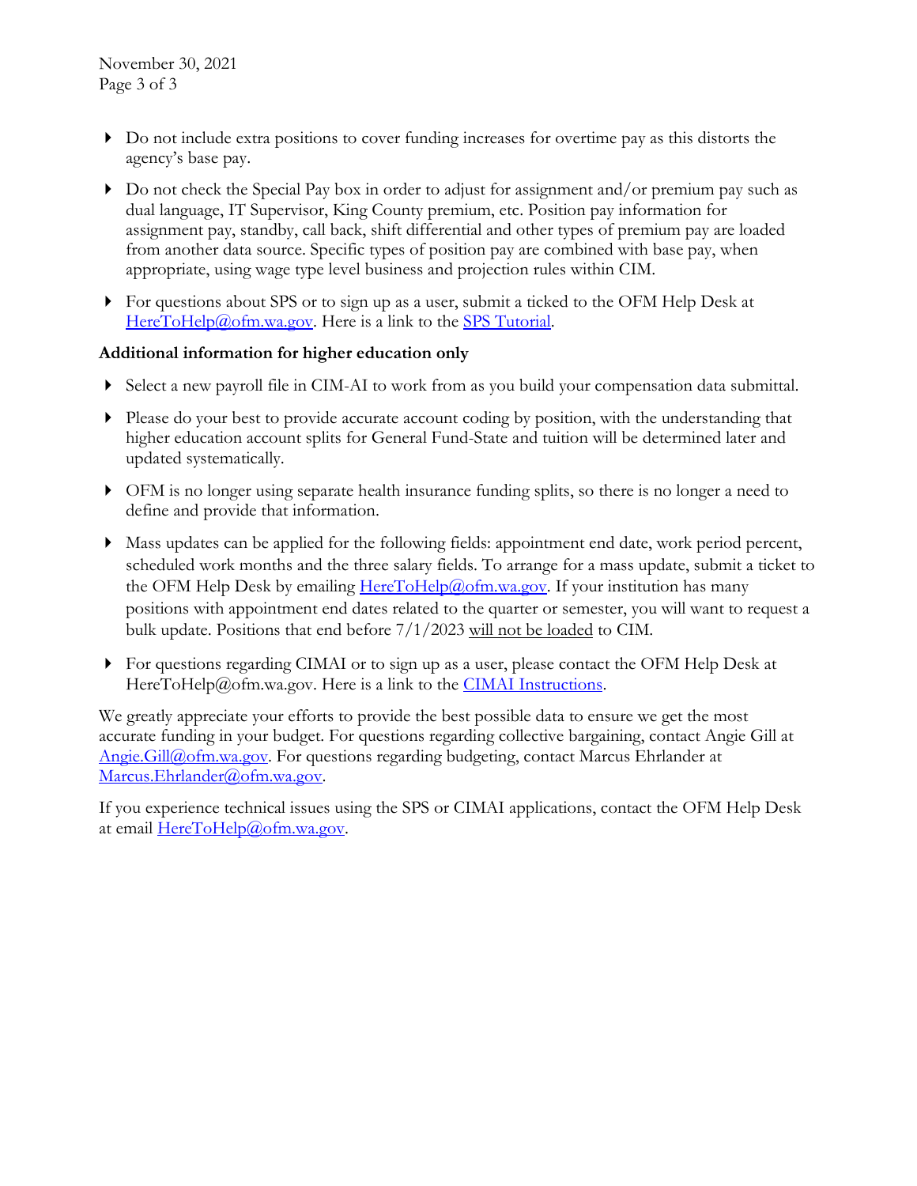- Do not include extra positions to cover funding increases for overtime pay as this distorts the agency's base pay.
- Do not check the Special Pay box in order to adjust for assignment and/or premium pay such as dual language, IT Supervisor, King County premium, etc. Position pay information for assignment pay, standby, call back, shift differential and other types of premium pay are loaded from another data source. Specific types of position pay are combined with base pay, when appropriate, using wage type level business and projection rules within CIM.
- For questions about SPS or to sign up as a user, submit a ticked to the OFM Help Desk at HereToHelp@ofm.wa.gov. Here is a link to the SPS Tutorial.

**Additional information for higher education only**

- Select a new payroll file in CIM-AI to work from as you build your compensation data submittal.
- Please do your best to provide accurate account coding by position, with the understanding that higher education account splits for General Fund-State and tuition will be determined later and updated systematically.
- OFM is no longer using separate health insurance funding splits, so there is no longer a need to define and provide that information.
- Mass updates can be applied for the following fields: appointment end date, work period percent, scheduled work months and the three salary fields. To arrange for a mass update, submit a ticket to the OFM Help Desk by emailing HereToHelp@ofm.wa.gov. If your institution has many positions with appointment end dates related to the quarter or semester, you will want to request a bulk update. Positions that end before 7/1/2023 will not be loaded to CIM.
- For questions regarding CIMAI or to sign up as a user, please contact the OFM Help Desk at HereToHelp@ofm.wa.gov. Here is a link to the CIMAI Instructions.

We greatly appreciate your efforts to provide the best possible data to ensure we get the most accurate funding in your budget. For questions regarding collective bargaining, contact Angie Gill at Angie.Gill@ofm.wa.gov. For questions regarding budgeting, contact Marcus Ehrlander at Marcus.Ehrlander@ofm.wa.gov.

If you experience technical issues using the SPS or CIMAI applications, contact the OFM Help Desk at email HereToHelp@ofm.wa.gov.